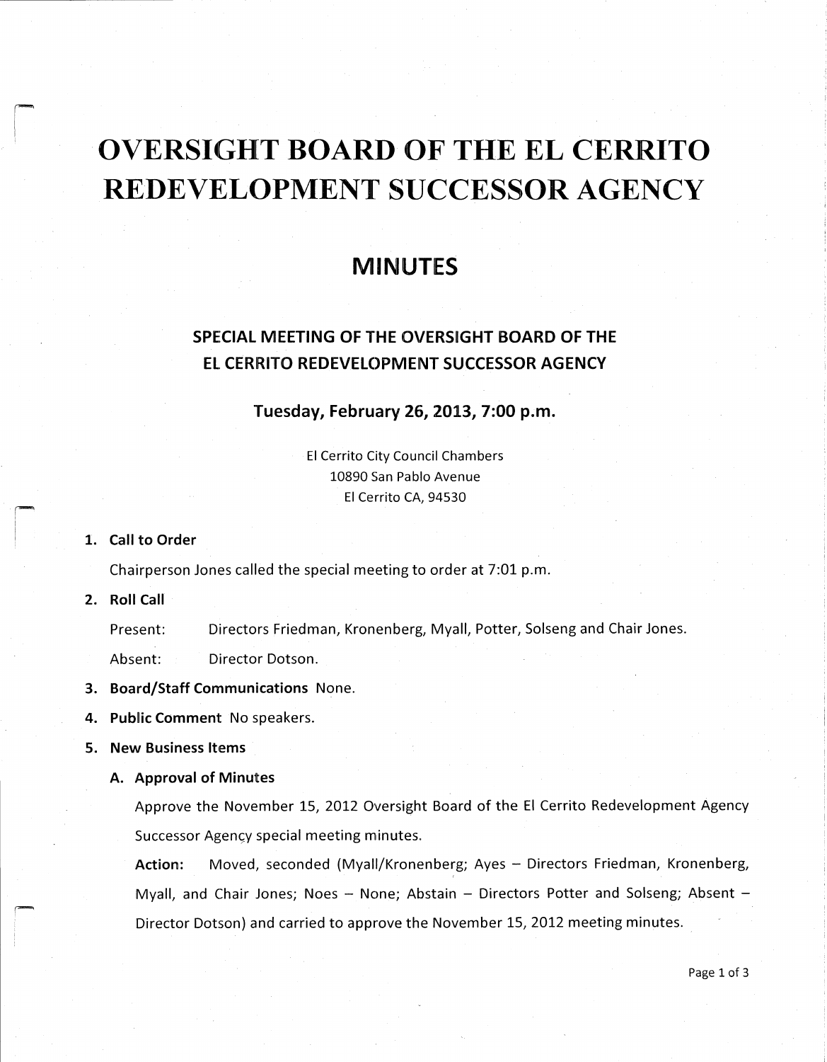# OVERSIGHT BOARD OF THE EL CERRITO REDEVELOPMENT SUCCESSOR AGENCY

## MINUTES

### SPECIAL MEETING OF THE OVERSIGHT BOARD OF THE EL CERRITO REDEVELOPMENT SUCCESSOR AGENCY

**Tuesday, February 26, 2013, 7:00 p.m.**

El Cerrito City Council Chambers
10890 San Pablo Avenue
El Cerrito CA, 94530

1. **Call to Order**

   Chairperson Jones called the special meeting to order at 7:01 p.m.

2. **Roll Call**

   Present: Directors Friedman, Kronenberg, Myall, Potter, Solseng and Chair Jones.

   Absent: Director Dotson.

3. **Board/Staff Communications** None.

4. **Public Comment** No speakers.

5. **New Business Items**

   **A. Approval of Minutes**

   Approve the November 15, 2012 Oversight Board of the El Cerrito Redevelopment Agency Successor Agency special meeting minutes.

   **Action:** Moved, seconded (Myall/Kronenberg; Ayes – Directors Friedman, Kronenberg, Myall, and Chair Jones; Noes – None; Abstain – Directors Potter and Solseng; Absent – Director Dotson) and carried to approve the November 15, 2012 meeting minutes.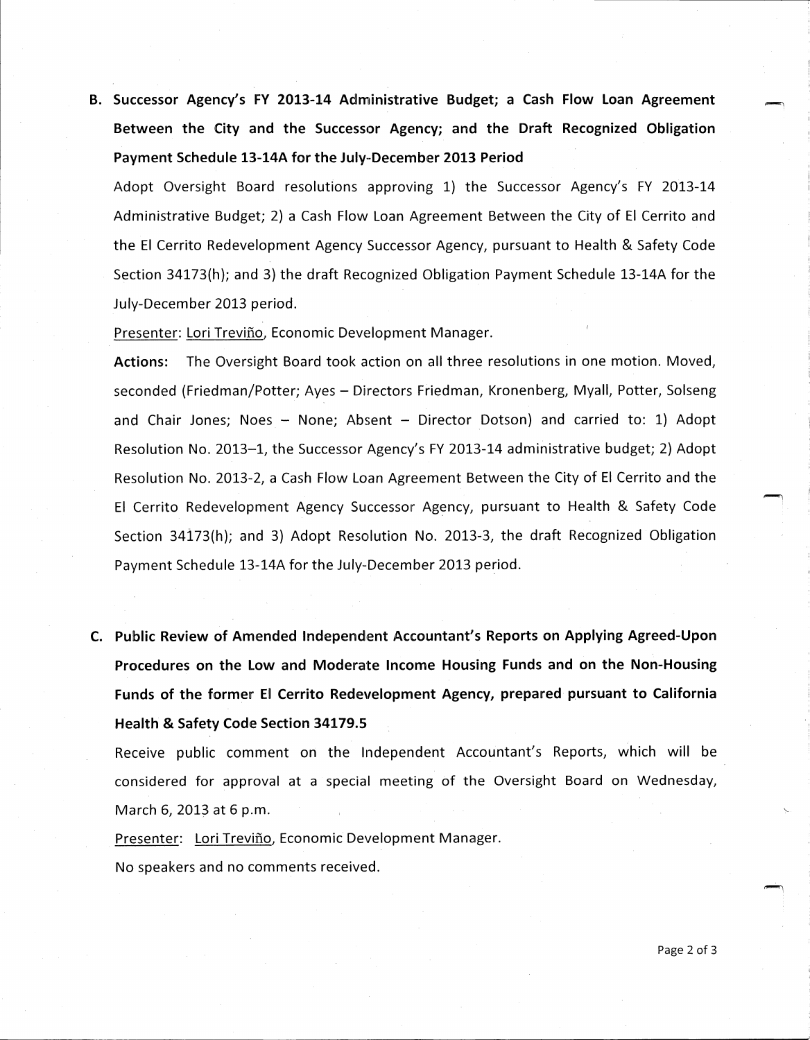**B. Successor Agency's FY 2013-14 Administrative Budget; a Cash Flow Loan Agreement Between the City and the Successor Agency; and the Draft Recognized Obligation Payment Schedule 13-14A for the July-December 2013 Period**

Adopt Oversight Board resolutions approving 1) the Successor Agency's FY 2013-14 Administrative Budget; 2) a Cash Flow Loan Agreement Between the City of El Cerrito and the El Cerrito Redevelopment Agency Successor Agency, pursuant to Health & Safety Code Section 34173(h); and 3) the draft Recognized Obligation Payment Schedule 13-14A for the July-December 2013 period.

Presenter: Lori Treviño, Economic Development Manager.

**Actions:** The Oversight Board took action on all three resolutions in one motion. Moved, seconded (Friedman/Potter; Ayes – Directors Friedman, Kronenberg, Myall, Potter, Solseng and Chair Jones; Noes – None; Absent – Director Dotson) and carried to: 1) Adopt Resolution No. 2013–1, the Successor Agency's FY 2013-14 administrative budget; 2) Adopt Resolution No. 2013-2, a Cash Flow Loan Agreement Between the City of El Cerrito and the El Cerrito Redevelopment Agency Successor Agency, pursuant to Health & Safety Code Section 34173(h); and 3) Adopt Resolution No. 2013-3, the draft Recognized Obligation Payment Schedule 13-14A for the July-December 2013 period.

**C. Public Review of Amended Independent Accountant's Reports on Applying Agreed-Upon Procedures on the Low and Moderate Income Housing Funds and on the Non-Housing Funds of the former El Cerrito Redevelopment Agency, prepared pursuant to California Health & Safety Code Section 34179.5**

Receive public comment on the Independent Accountant's Reports, which will be considered for approval at a special meeting of the Oversight Board on Wednesday, March 6, 2013 at 6 p.m.

Presenter: Lori Treviño, Economic Development Manager.

No speakers and no comments received.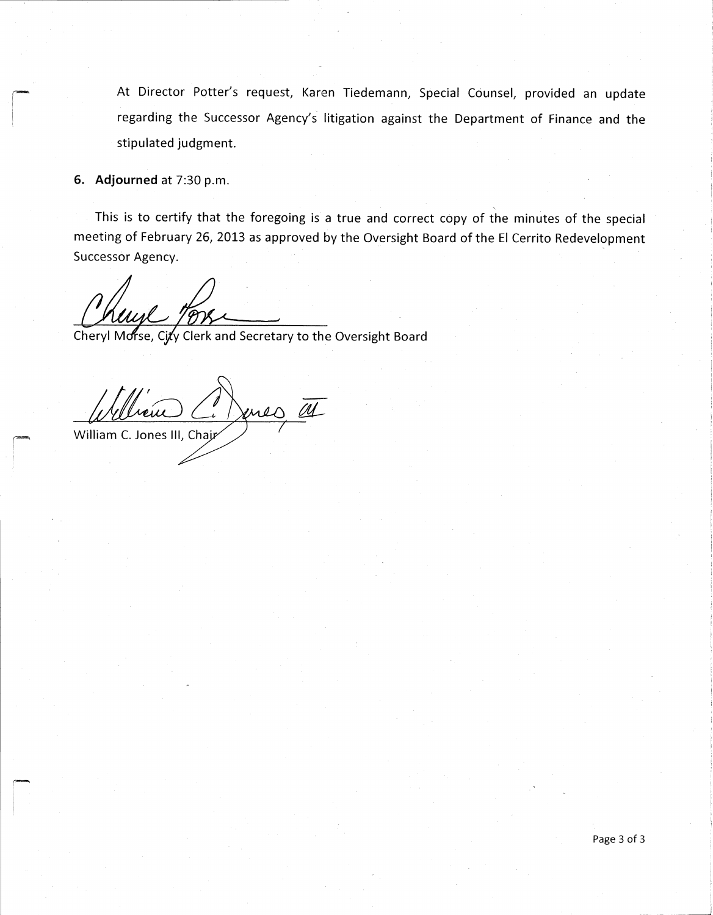At Director Potter's request, Karen Tiedemann, Special Counsel, provided an update regarding the Successor Agency's litigation against the Department of Finance and the stipulated judgment.

6. **Adjourned** at 7:30 p.m.

This is to certify that the foregoing is a true and correct copy of the minutes of the special meeting of February 26, 2013 as approved by the Oversight Board of the El Cerrito Redevelopment Successor Agency.

Cheryl Morse, City Clerk and Secretary to the Oversight Board

William C. Jones III, Chair